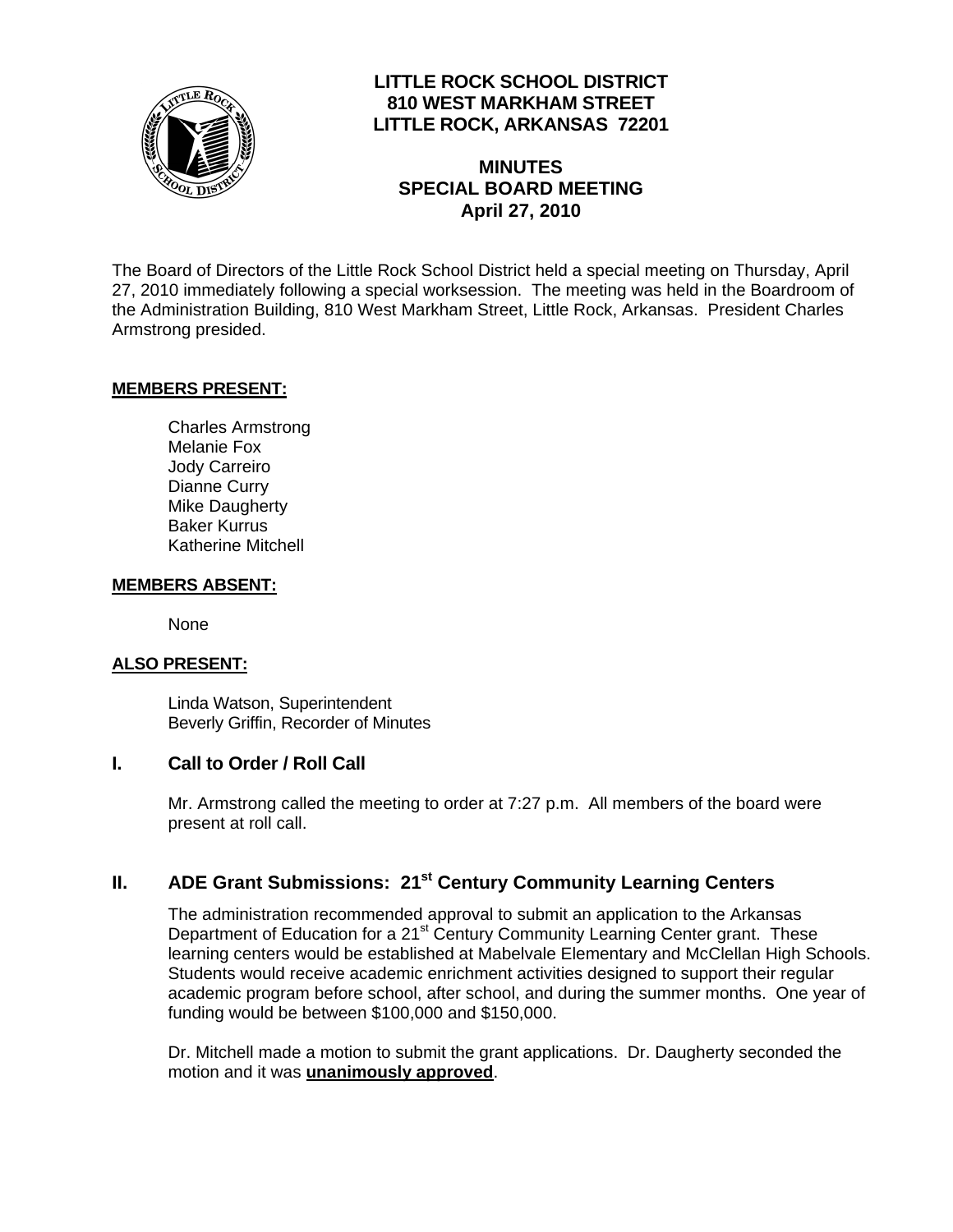# LITTLE ROCK SCHOOL DISTRICT
## 810 WEST MARKHAM STREET
## LITTLE ROCK, ARKANSAS 72201

## MINUTES
## SPECIAL BOARD MEETING
## April 27, 2010

The Board of Directors of the Little Rock School District held a special meeting on Thursday, April 27, 2010 immediately following a special worksession. The meeting was held in the Boardroom of the Administration Building, 810 West Markham Street, Little Rock, Arkansas. President Charles Armstrong presided.

**MEMBERS PRESENT:**

Charles Armstrong
Melanie Fox
Jody Carreiro
Dianne Curry
Mike Daugherty
Baker Kurrus
Katherine Mitchell

**MEMBERS ABSENT:**

None

**ALSO PRESENT:**

Linda Watson, Superintendent
Beverly Griffin, Recorder of Minutes

### I. Call to Order / Roll Call

Mr. Armstrong called the meeting to order at 7:27 p.m. All members of the board were present at roll call.

### II. ADE Grant Submissions: 21st Century Community Learning Centers

The administration recommended approval to submit an application to the Arkansas Department of Education for a 21st Century Community Learning Center grant. These learning centers would be established at Mabelvale Elementary and McClellan High Schools. Students would receive academic enrichment activities designed to support their regular academic program before school, after school, and during the summer months. One year of funding would be between $100,000 and $150,000.

Dr. Mitchell made a motion to submit the grant applications. Dr. Daugherty seconded the motion and it was **unanimously approved**.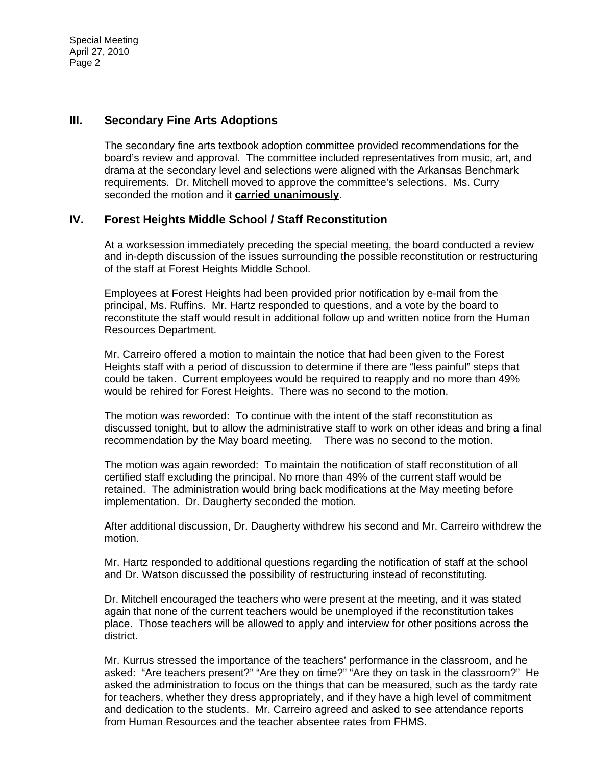## III. Secondary Fine Arts Adoptions

The secondary fine arts textbook adoption committee provided recommendations for the board's review and approval. The committee included representatives from music, art, and drama at the secondary level and selections were aligned with the Arkansas Benchmark requirements. Dr. Mitchell moved to approve the committee's selections. Ms. Curry seconded the motion and it **carried unanimously**.

## IV. Forest Heights Middle School / Staff Reconstitution

At a worksession immediately preceding the special meeting, the board conducted a review and in-depth discussion of the issues surrounding the possible reconstitution or restructuring of the staff at Forest Heights Middle School.

Employees at Forest Heights had been provided prior notification by e-mail from the principal, Ms. Ruffins. Mr. Hartz responded to questions, and a vote by the board to reconstitute the staff would result in additional follow up and written notice from the Human Resources Department.

Mr. Carreiro offered a motion to maintain the notice that had been given to the Forest Heights staff with a period of discussion to determine if there are "less painful" steps that could be taken. Current employees would be required to reapply and no more than 49% would be rehired for Forest Heights. There was no second to the motion.

The motion was reworded: To continue with the intent of the staff reconstitution as discussed tonight, but to allow the administrative staff to work on other ideas and bring a final recommendation by the May board meeting. There was no second to the motion.

The motion was again reworded: To maintain the notification of staff reconstitution of all certified staff excluding the principal. No more than 49% of the current staff would be retained. The administration would bring back modifications at the May meeting before implementation. Dr. Daugherty seconded the motion.

After additional discussion, Dr. Daugherty withdrew his second and Mr. Carreiro withdrew the motion.

Mr. Hartz responded to additional questions regarding the notification of staff at the school and Dr. Watson discussed the possibility of restructuring instead of reconstituting.

Dr. Mitchell encouraged the teachers who were present at the meeting, and it was stated again that none of the current teachers would be unemployed if the reconstitution takes place. Those teachers will be allowed to apply and interview for other positions across the district.

Mr. Kurrus stressed the importance of the teachers' performance in the classroom, and he asked: "Are teachers present?" "Are they on time?" "Are they on task in the classroom?" He asked the administration to focus on the things that can be measured, such as the tardy rate for teachers, whether they dress appropriately, and if they have a high level of commitment and dedication to the students. Mr. Carreiro agreed and asked to see attendance reports from Human Resources and the teacher absentee rates from FHMS.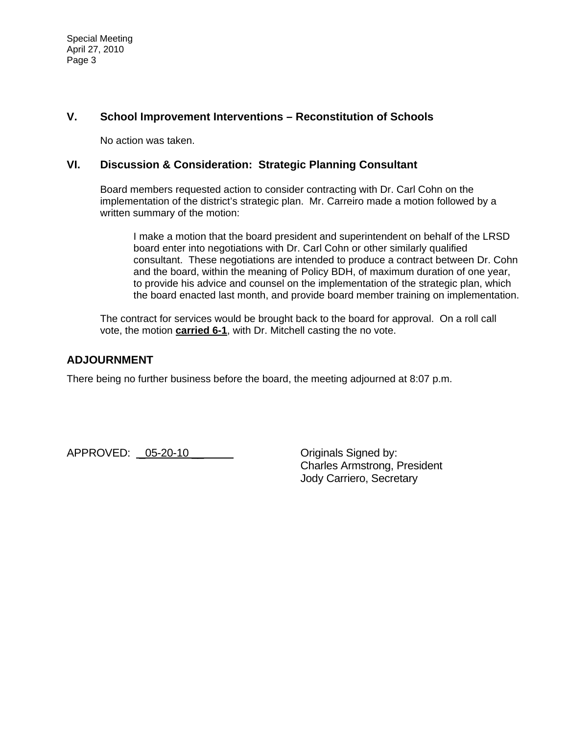## V. School Improvement Interventions – Reconstitution of Schools

No action was taken.

## VI. Discussion & Consideration: Strategic Planning Consultant

Board members requested action to consider contracting with Dr. Carl Cohn on the implementation of the district's strategic plan. Mr. Carreiro made a motion followed by a written summary of the motion:

> I make a motion that the board president and superintendent on behalf of the LRSD board enter into negotiations with Dr. Carl Cohn or other similarly qualified consultant. These negotiations are intended to produce a contract between Dr. Cohn and the board, within the meaning of Policy BDH, of maximum duration of one year, to provide his advice and counsel on the implementation of the strategic plan, which the board enacted last month, and provide board member training on implementation.

The contract for services would be brought back to the board for approval. On a roll call vote, the motion **carried 6-1**, with Dr. Mitchell casting the no vote.

## ADJOURNMENT

There being no further business before the board, the meeting adjourned at 8:07 p.m.

APPROVED: 05-20-10

Originals Signed by:
Charles Armstrong, President
Jody Carriero, Secretary